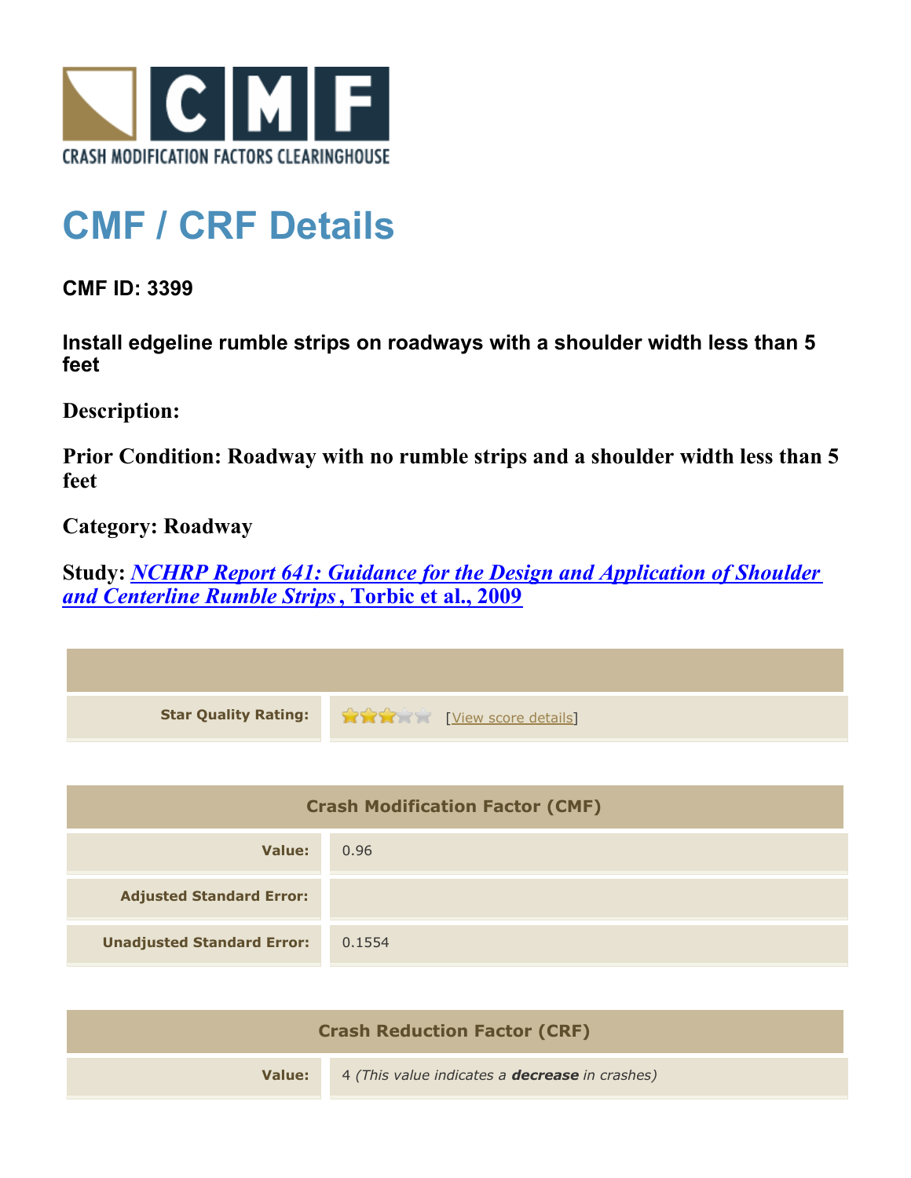CRASH MODIFICATION FACTORS CLEARINGHOUSE

# CMF / CRF Details

**CMF ID: 3399**

**Install edgeline rumble strips on roadways with a shoulder width less than 5 feet**

**Description:**

**Prior Condition: Roadway with no rumble strips and a shoulder width less than 5 feet**

**Category: Roadway**

**Study: *NCHRP Report 641: Guidance for the Design and Application of Shoulder and Centerline Rumble Strips*, Torbic et al., 2009**

| | |
|---|---|
| **Star Quality Rating:** | 3 of 5 stars [View score details] |

| Crash Modification Factor (CMF) | |
|---|---|
| **Value:** | 0.96 |
| **Adjusted Standard Error:** | |
| **Unadjusted Standard Error:** | 0.1554 |

| Crash Reduction Factor (CRF) | |
|---|---|
| **Value:** | 4 *(This value indicates a **decrease** in crashes)* |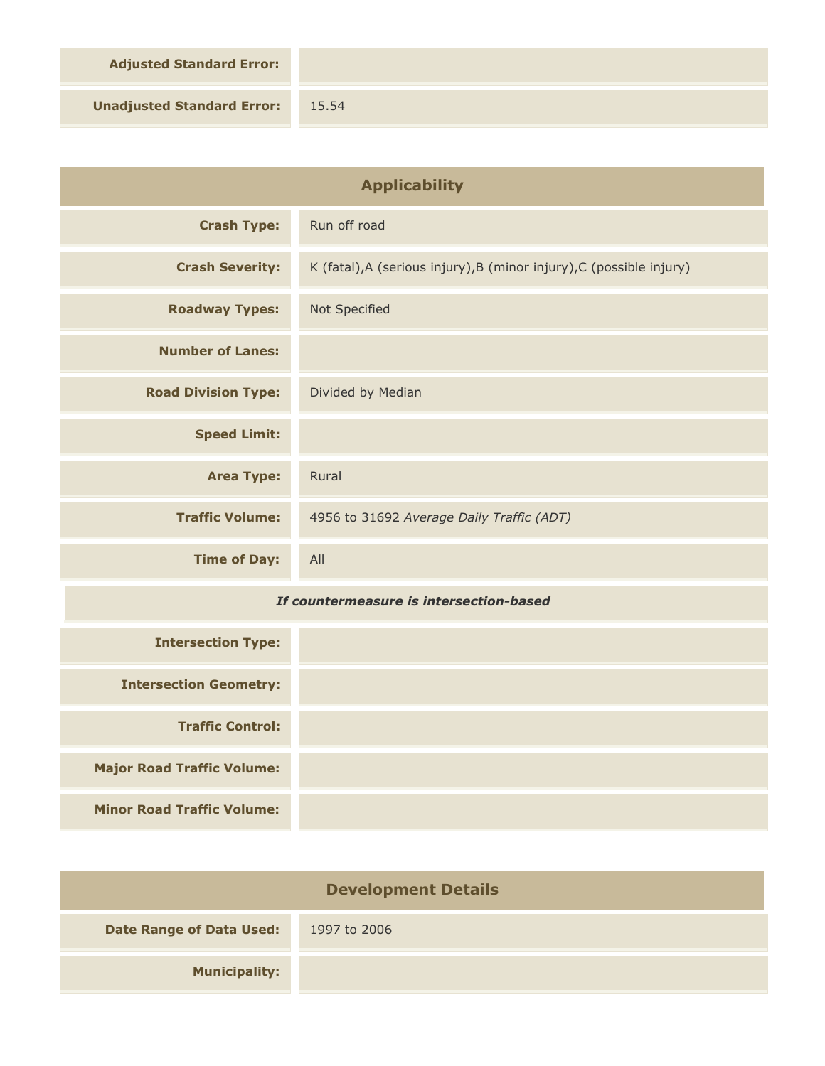| | |
|---|---|
| **Adjusted Standard Error:** | |
| **Unadjusted Standard Error:** | 15.54 |

## Applicability

| | |
|---|---|
| **Crash Type:** | Run off road |
| **Crash Severity:** | K (fatal),A (serious injury),B (minor injury),C (possible injury) |
| **Roadway Types:** | Not Specified |
| **Number of Lanes:** | |
| **Road Division Type:** | Divided by Median |
| **Speed Limit:** | |
| **Area Type:** | Rural |
| **Traffic Volume:** | 4956 to 31692 *Average Daily Traffic (ADT)* |
| **Time of Day:** | All |

***If countermeasure is intersection-based***

| | |
|---|---|
| **Intersection Type:** | |
| **Intersection Geometry:** | |
| **Traffic Control:** | |
| **Major Road Traffic Volume:** | |
| **Minor Road Traffic Volume:** | |

## Development Details

| | |
|---|---|
| **Date Range of Data Used:** | 1997 to 2006 |
| **Municipality:** | |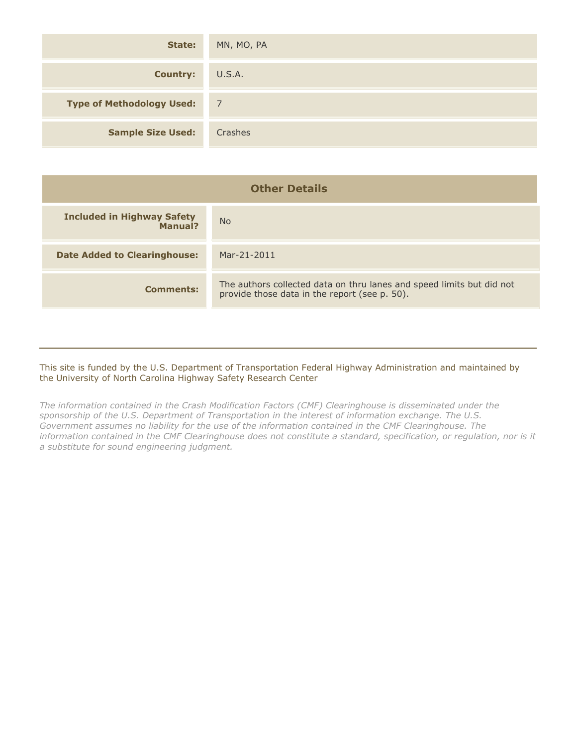| | |
|---|---|
| **State:** | MN, MO, PA |
| **Country:** | U.S.A. |
| **Type of Methodology Used:** | 7 |
| **Sample Size Used:** | Crashes |

## Other Details

| | |
|---|---|
| **Included in Highway Safety Manual?** | No |
| **Date Added to Clearinghouse:** | Mar-21-2011 |
| **Comments:** | The authors collected data on thru lanes and speed limits but did not provide those data in the report (see p. 50). |

---

This site is funded by the U.S. Department of Transportation Federal Highway Administration and maintained by the University of North Carolina Highway Safety Research Center

*The information contained in the Crash Modification Factors (CMF) Clearinghouse is disseminated under the sponsorship of the U.S. Department of Transportation in the interest of information exchange. The U.S. Government assumes no liability for the use of the information contained in the CMF Clearinghouse. The information contained in the CMF Clearinghouse does not constitute a standard, specification, or regulation, nor is it a substitute for sound engineering judgment.*